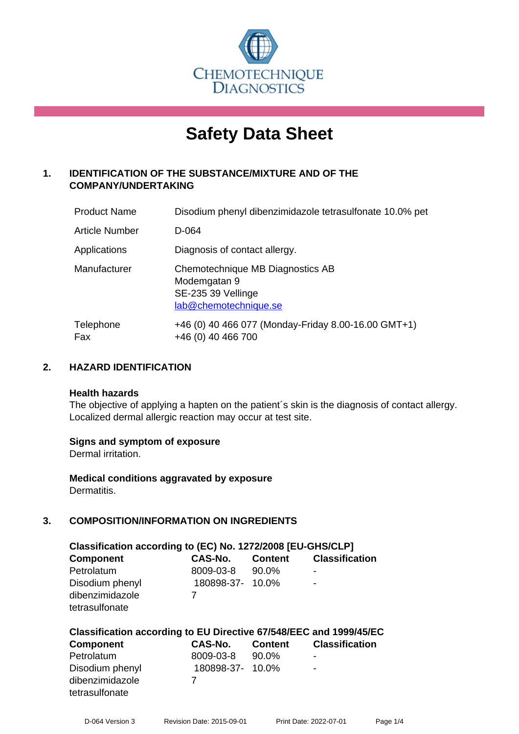CHEMOTECHNIQUE DIAGNOSTICS

# Safety Data Sheet

## 1. IDENTIFICATION OF THE SUBSTANCE/MIXTURE AND OF THE COMPANY/UNDERTAKING

| | |
|---|---|
| Product Name | Disodium phenyl dibenzimidazole tetrasulfonate 10.0% pet |
| Article Number | D-064 |
| Applications | Diagnosis of contact allergy. |
| Manufacturer | Chemotechnique MB Diagnostics AB<br>Modemgatan 9<br>SE-235 39 Vellinge<br>lab@chemotechnique.se |
| Telephone<br>Fax | +46 (0) 40 466 077 (Monday-Friday 8.00-16.00 GMT+1)<br>+46 (0) 40 466 700 |

## 2. HAZARD IDENTIFICATION

**Health hazards**
The objective of applying a hapten on the patient´s skin is the diagnosis of contact allergy. Localized dermal allergic reaction may occur at test site.

**Signs and symptom of exposure**
Dermal irritation.

**Medical conditions aggravated by exposure**
Dermatitis.

## 3. COMPOSITION/INFORMATION ON INGREDIENTS

**Classification according to (EC) No. 1272/2008 [EU-GHS/CLP]**

| Component | CAS-No. | Content | Classification |
|---|---|---|---|
| Petrolatum | 8009-03-8 | 90.0% | - |
| Disodium phenyl dibenzimidazole tetrasulfonate | 180898-37-7 | 10.0% | - |

**Classification according to EU Directive 67/548/EEC and 1999/45/EC**

| Component | CAS-No. | Content | Classification |
|---|---|---|---|
| Petrolatum | 8009-03-8 | 90.0% | - |
| Disodium phenyl dibenzimidazole tetrasulfonate | 180898-37-7 | 10.0% | - |

D-064 Version 3 Revision Date: 2015-09-01 Print Date: 2022-07-01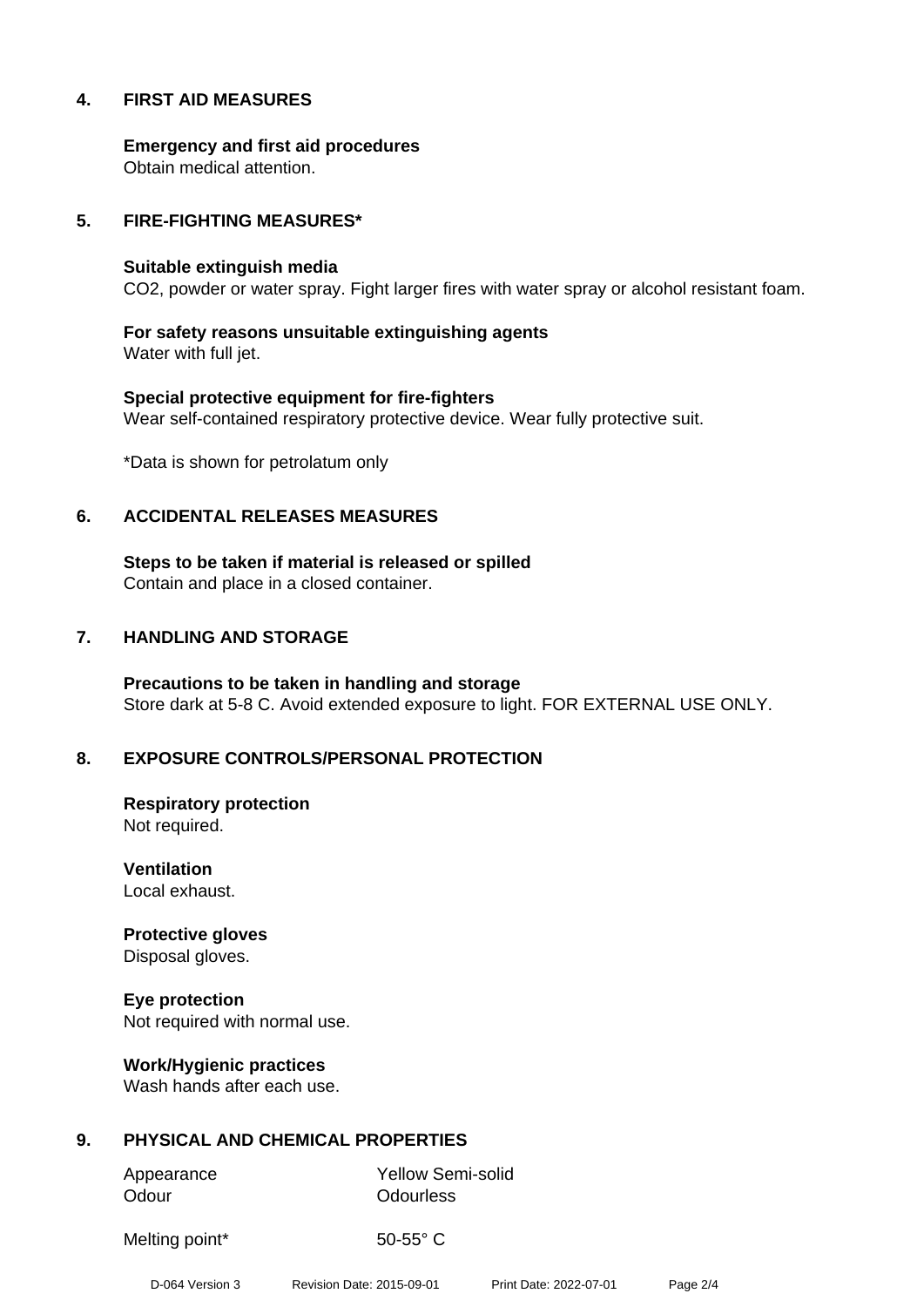## 4. FIRST AID MEASURES

**Emergency and first aid procedures**
Obtain medical attention.

## 5. FIRE-FIGHTING MEASURES*

**Suitable extinguish media**
$CO_2$, powder or water spray. Fight larger fires with water spray or alcohol resistant foam.

**For safety reasons unsuitable extinguishing agents**
Water with full jet.

**Special protective equipment for fire-fighters**
Wear self-contained respiratory protective device. Wear fully protective suit.

*Data is shown for petrolatum only

## 6. ACCIDENTAL RELEASES MEASURES

**Steps to be taken if material is released or spilled**
Contain and place in a closed container.

## 7. HANDLING AND STORAGE

**Precautions to be taken in handling and storage**
Store dark at 5-8 C. Avoid extended exposure to light. FOR EXTERNAL USE ONLY.

## 8. EXPOSURE CONTROLS/PERSONAL PROTECTION

**Respiratory protection**
Not required.

**Ventilation**
Local exhaust.

**Protective gloves**
Disposal gloves.

**Eye protection**
Not required with normal use.

**Work/Hygienic practices**
Wash hands after each use.

## 9. PHYSICAL AND CHEMICAL PROPERTIES

| | |
|---|---|
| Appearance | Yellow Semi-solid |
| Odour | Odourless |
| Melting point* | 50-55° C |

D-064 Version 3 Revision Date: 2015-09-01 Print Date: 2022-07-01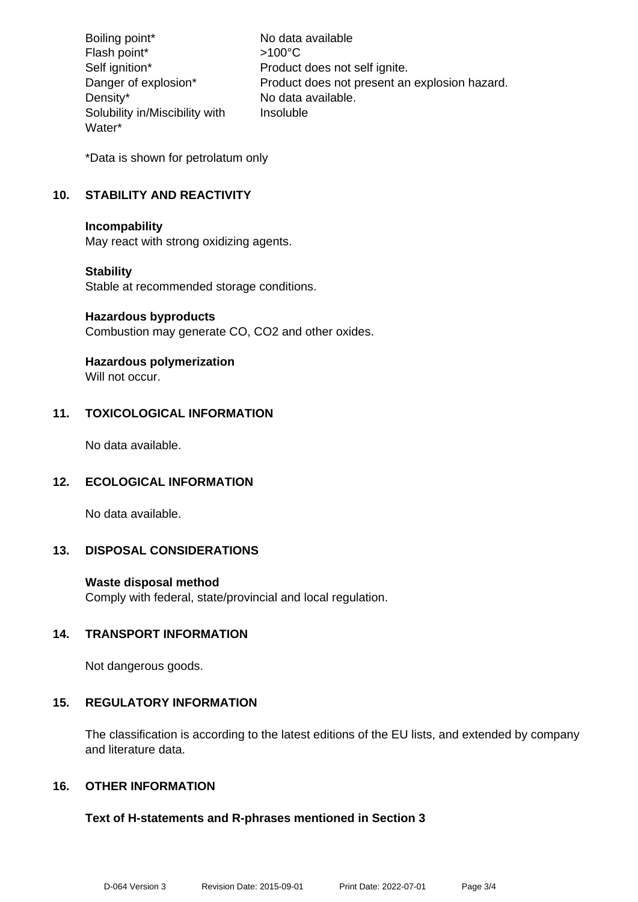| | |
|---|---|
| Boiling point* | No data available |
| Flash point* | >100°C |
| Self ignition* | Product does not self ignite. |
| Danger of explosion* | Product does not present an explosion hazard. |
| Density* | No data available. |
| Solubility in/Miscibility with Water* | Insoluble |

*Data is shown for petrolatum only

## 10. STABILITY AND REACTIVITY

**Incompability**
May react with strong oxidizing agents.

**Stability**
Stable at recommended storage conditions.

**Hazardous byproducts**
Combustion may generate CO, $CO_2$ and other oxides.

**Hazardous polymerization**
Will not occur.

## 11. TOXICOLOGICAL INFORMATION

No data available.

## 12. ECOLOGICAL INFORMATION

No data available.

## 13. DISPOSAL CONSIDERATIONS

**Waste disposal method**
Comply with federal, state/provincial and local regulation.

## 14. TRANSPORT INFORMATION

Not dangerous goods.

## 15. REGULATORY INFORMATION

The classification is according to the latest editions of the EU lists, and extended by company and literature data.

## 16. OTHER INFORMATION

**Text of H-statements and R-phrases mentioned in Section 3**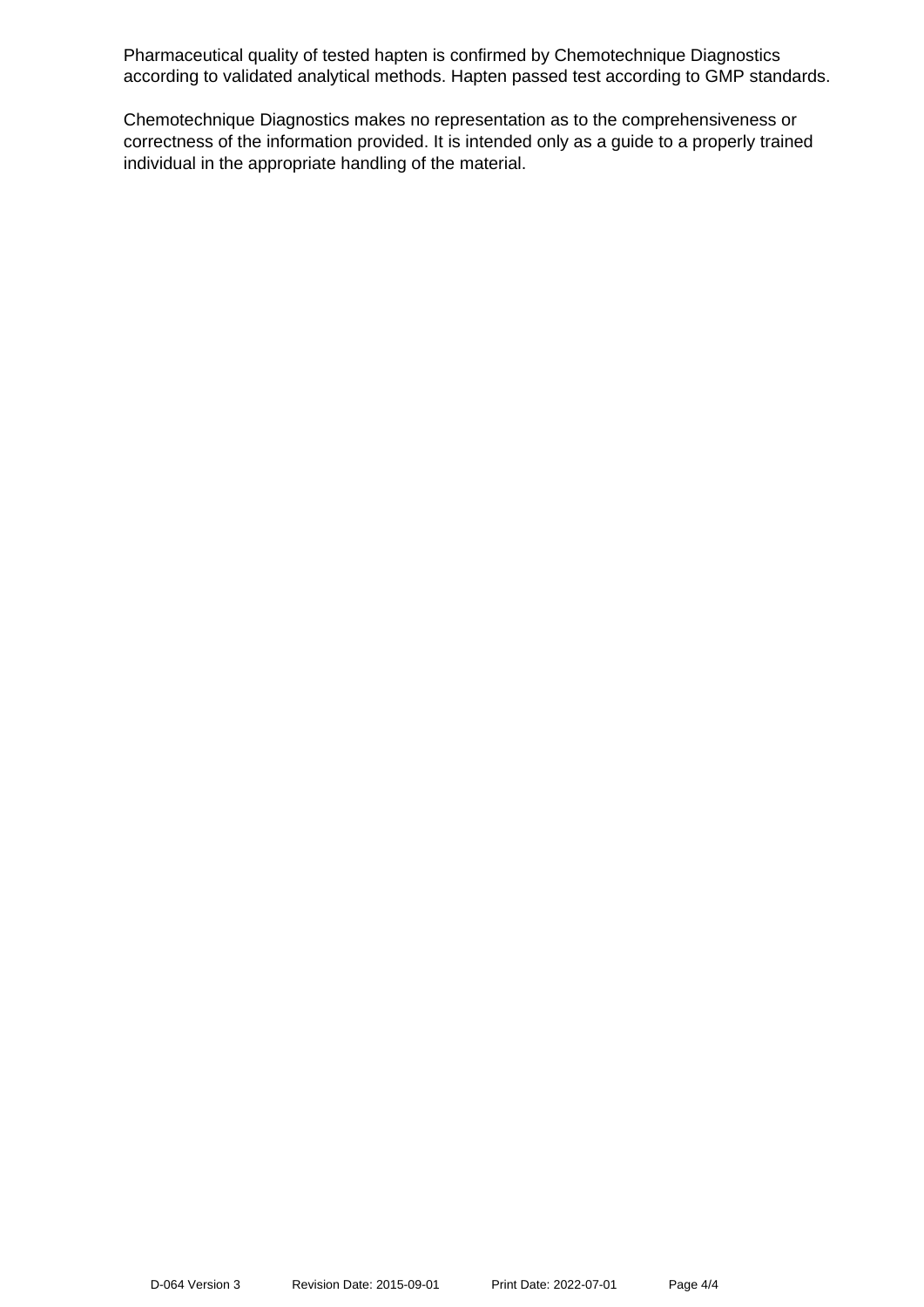Pharmaceutical quality of tested hapten is confirmed by Chemotechnique Diagnostics according to validated analytical methods. Hapten passed test according to GMP standards.

Chemotechnique Diagnostics makes no representation as to the comprehensiveness or correctness of the information provided. It is intended only as a guide to a properly trained individual in the appropriate handling of the material.